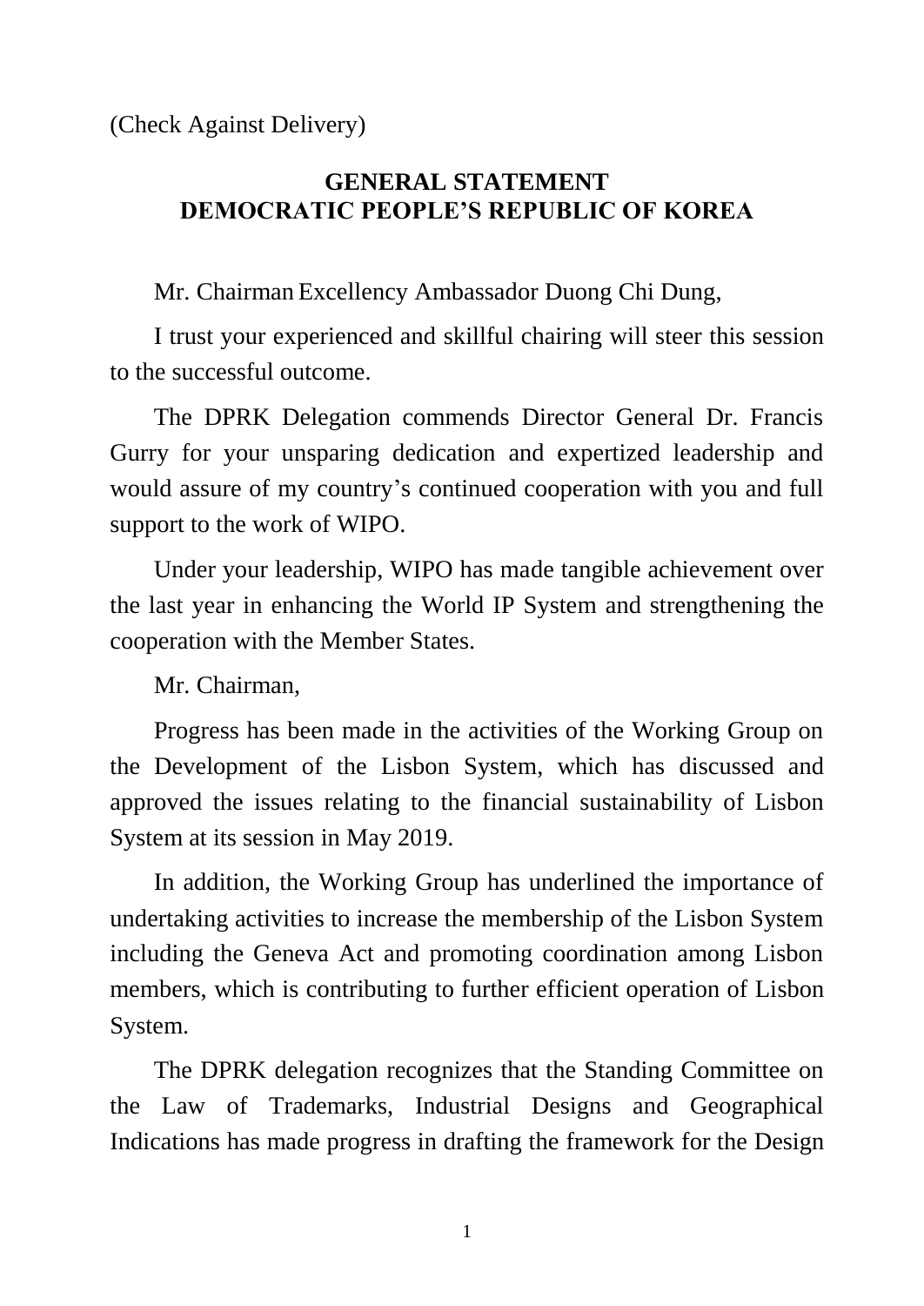(Check Against Delivery)

# GENERAL STATEMENT
# DEMOCRATIC PEOPLE'S REPUBLIC OF KOREA

Mr. Chairman Excellency Ambassador Duong Chi Dung,

I trust your experienced and skillful chairing will steer this session to the successful outcome.

The DPRK Delegation commends Director General Dr. Francis Gurry for your unsparing dedication and expertized leadership and would assure of my country's continued cooperation with you and full support to the work of WIPO.

Under your leadership, WIPO has made tangible achievement over the last year in enhancing the World IP System and strengthening the cooperation with the Member States.

Mr. Chairman,

Progress has been made in the activities of the Working Group on the Development of the Lisbon System, which has discussed and approved the issues relating to the financial sustainability of Lisbon System at its session in May 2019.

In addition, the Working Group has underlined the importance of undertaking activities to increase the membership of the Lisbon System including the Geneva Act and promoting coordination among Lisbon members, which is contributing to further efficient operation of Lisbon System.

The DPRK delegation recognizes that the Standing Committee on the Law of Trademarks, Industrial Designs and Geographical Indications has made progress in drafting the framework for the Design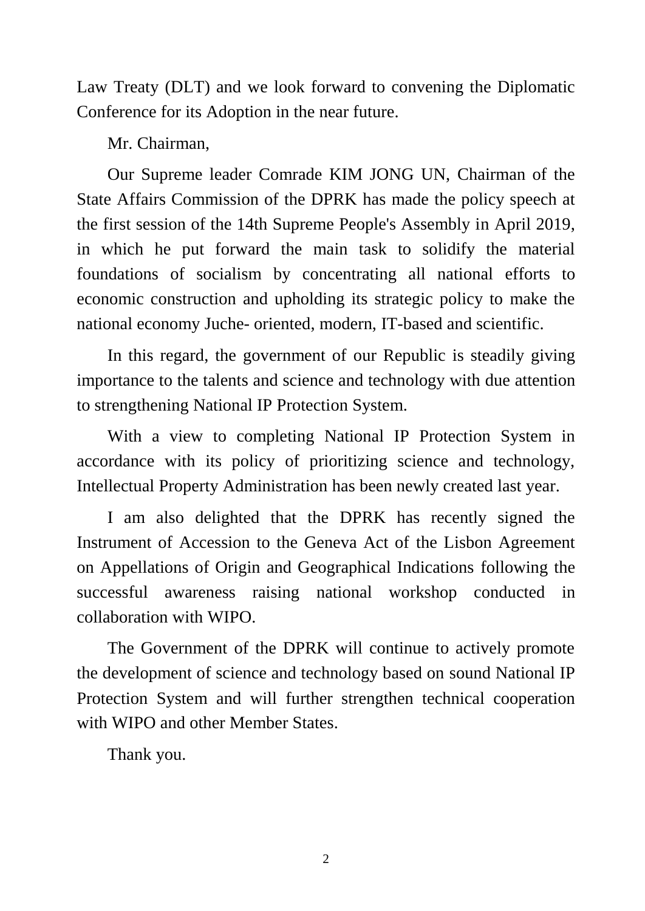Law Treaty (DLT) and we look forward to convening the Diplomatic Conference for its Adoption in the near future.

Mr. Chairman,

Our Supreme leader Comrade KIM JONG UN, Chairman of the State Affairs Commission of the DPRK has made the policy speech at the first session of the 14th Supreme People's Assembly in April 2019, in which he put forward the main task to solidify the material foundations of socialism by concentrating all national efforts to economic construction and upholding its strategic policy to make the national economy Juche- oriented, modern, IT-based and scientific.

In this regard, the government of our Republic is steadily giving importance to the talents and science and technology with due attention to strengthening National IP Protection System.

With a view to completing National IP Protection System in accordance with its policy of prioritizing science and technology, Intellectual Property Administration has been newly created last year.

I am also delighted that the DPRK has recently signed the Instrument of Accession to the Geneva Act of the Lisbon Agreement on Appellations of Origin and Geographical Indications following the successful awareness raising national workshop conducted in collaboration with WIPO.

The Government of the DPRK will continue to actively promote the development of science and technology based on sound National IP Protection System and will further strengthen technical cooperation with WIPO and other Member States.

Thank you.